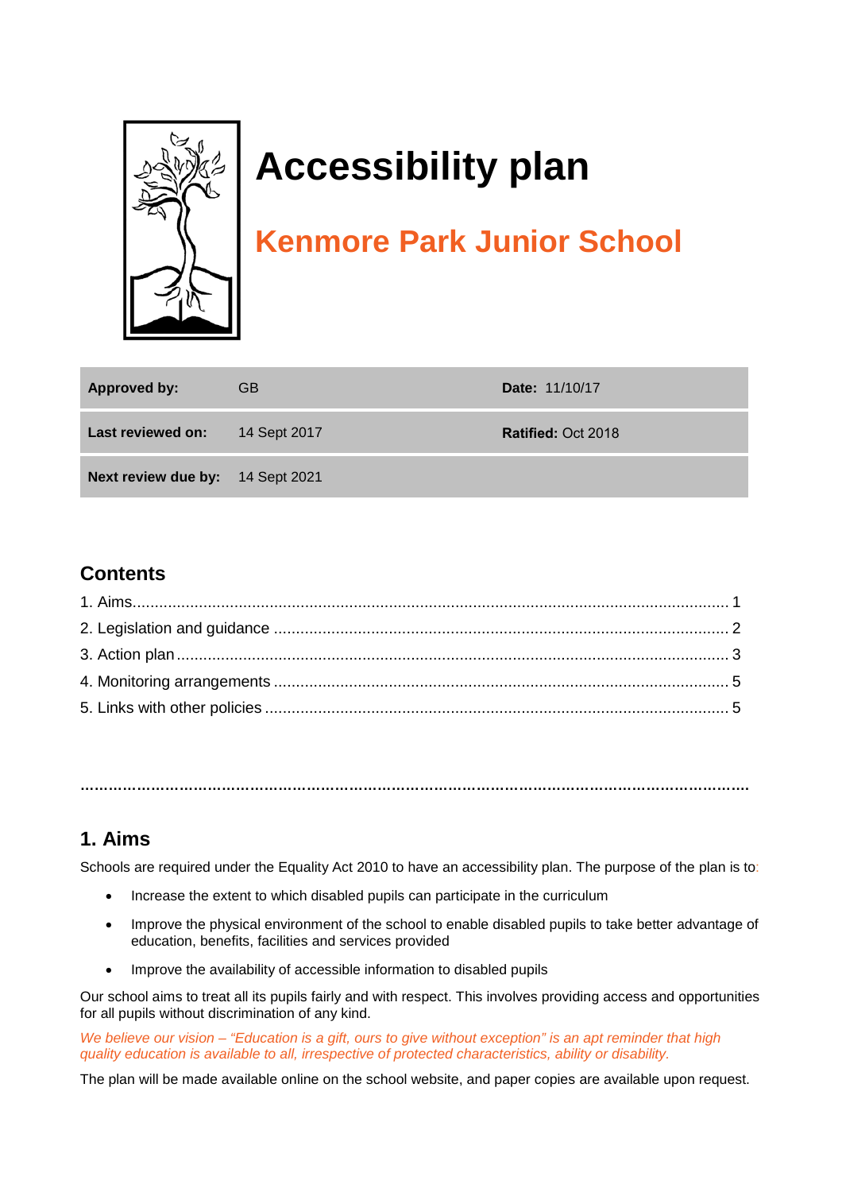# Accessibility plan

## Kenmore Park Junior School

| **Approved by:** | GB | **Date:** 11/10/17 |
|---|---|---|
| **Last reviewed on:** | 14 Sept 2017 | **Ratified:** Oct 2018 |
| **Next review due by:** | 14 Sept 2021 | |

## Contents

1. Aims ........................................................................ 1
2. Legislation and guidance ........................................................................ 2
3. Action plan ........................................................................ 3
4. Monitoring arrangements ........................................................................ 5
5. Links with other policies ........................................................................ 5

## 1. Aims

Schools are required under the Equality Act 2010 to have an accessibility plan. The purpose of the plan is to:

- Increase the extent to which disabled pupils can participate in the curriculum
- Improve the physical environment of the school to enable disabled pupils to take better advantage of education, benefits, facilities and services provided
- Improve the availability of accessible information to disabled pupils

Our school aims to treat all its pupils fairly and with respect. This involves providing access and opportunities for all pupils without discrimination of any kind.

*We believe our vision – "Education is a gift, ours to give without exception" is an apt reminder that high quality education is available to all, irrespective of protected characteristics, ability or disability.*

The plan will be made available online on the school website, and paper copies are available upon request.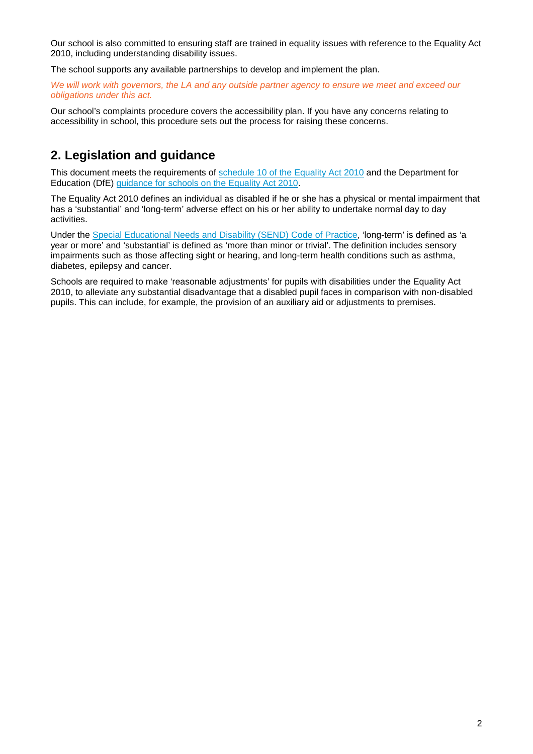Our school is also committed to ensuring staff are trained in equality issues with reference to the Equality Act 2010, including understanding disability issues.

The school supports any available partnerships to develop and implement the plan.

*We will work with governors, the LA and any outside partner agency to ensure we meet and exceed our obligations under this act.*

Our school's complaints procedure covers the accessibility plan. If you have any concerns relating to accessibility in school, this procedure sets out the process for raising these concerns.

## 2. Legislation and guidance

This document meets the requirements of schedule 10 of the Equality Act 2010 and the Department for Education (DfE) guidance for schools on the Equality Act 2010.

The Equality Act 2010 defines an individual as disabled if he or she has a physical or mental impairment that has a 'substantial' and 'long-term' adverse effect on his or her ability to undertake normal day to day activities.

Under the Special Educational Needs and Disability (SEND) Code of Practice, 'long-term' is defined as 'a year or more' and 'substantial' is defined as 'more than minor or trivial'. The definition includes sensory impairments such as those affecting sight or hearing, and long-term health conditions such as asthma, diabetes, epilepsy and cancer.

Schools are required to make 'reasonable adjustments' for pupils with disabilities under the Equality Act 2010, to alleviate any substantial disadvantage that a disabled pupil faces in comparison with non-disabled pupils. This can include, for example, the provision of an auxiliary aid or adjustments to premises.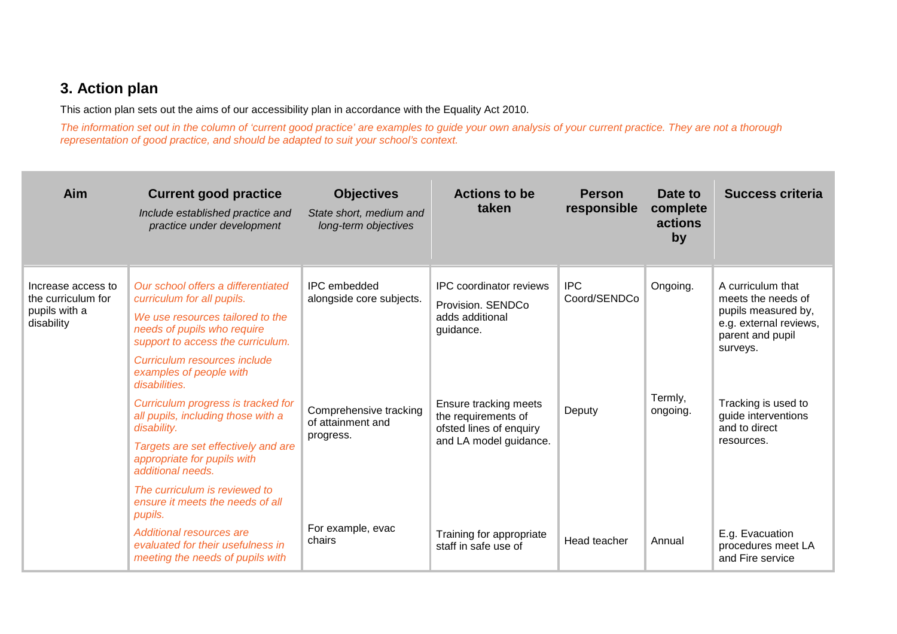## 3. Action plan

This action plan sets out the aims of our accessibility plan in accordance with the Equality Act 2010.

*The information set out in the column of 'current good practice' are examples to guide your own analysis of your current practice. They are not a thorough representation of good practice, and should be adapted to suit your school's context.*

| Aim | Current good practice<br>*Include established practice and practice under development* | Objectives<br>*State short, medium and long-term objectives* | Actions to be taken | Person responsible | Date to complete actions by | Success criteria |
|---|---|---|---|---|---|---|
| Increase access to the curriculum for pupils with a disability | *Our school offers a differentiated curriculum for all pupils.*<br>*We use resources tailored to the needs of pupils who require support to access the curriculum.*<br>*Curriculum resources include examples of people with disabilities.* | IPC embedded alongside core subjects. | IPC coordinator reviews Provision. SENDCo adds additional guidance. | IPC Coord/SENDCo | Ongoing. | A curriculum that meets the needs of pupils measured by, e.g. external reviews, parent and pupil surveys. |
| | *Curriculum progress is tracked for all pupils, including those with a disability.*<br>*Targets are set effectively and are appropriate for pupils with additional needs.*<br>*The curriculum is reviewed to ensure it meets the needs of all pupils.* | Comprehensive tracking of attainment and progress. | Ensure tracking meets the requirements of ofsted lines of enquiry and LA model guidance. | Deputy | Termly, ongoing. | Tracking is used to guide interventions and to direct resources. |
| | *Additional resources are evaluated for their usefulness in meeting the needs of pupils with* | For example, evac chairs | Training for appropriate staff in safe use of | Head teacher | Annual | E.g. Evacuation procedures meet LA and Fire service |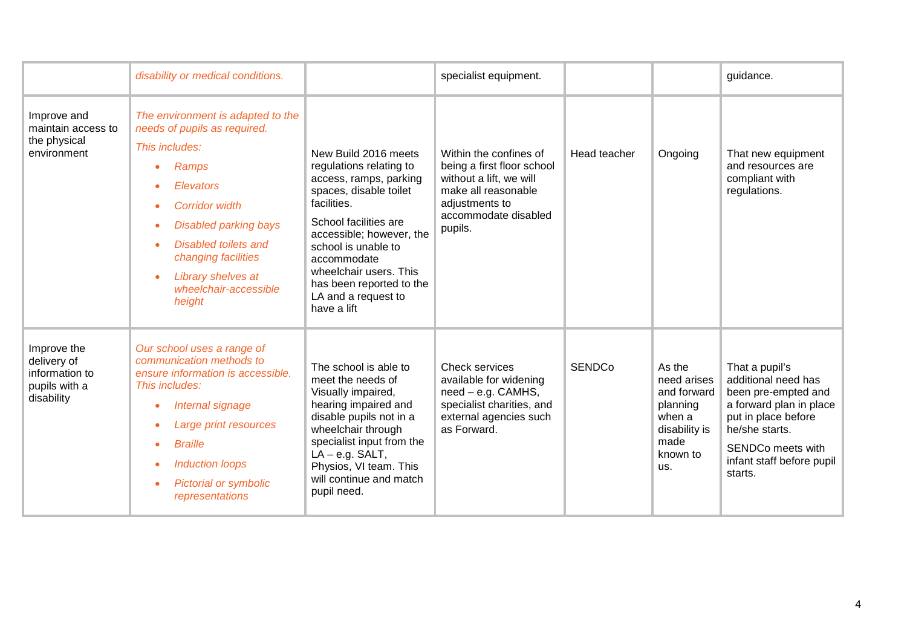| | | | | | | |
|---|---|---|---|---|---|---|
| | *disability or medical conditions.* | | specialist equipment. | | | guidance. |
| Improve and maintain access to the physical environment | *The environment is adapted to the needs of pupils as required.*<br>*This includes:*<br>• *Ramps*<br>• *Elevators*<br>• *Corridor width*<br>• *Disabled parking bays*<br>• *Disabled toilets and changing facilities*<br>• *Library shelves at wheelchair-accessible height* | New Build 2016 meets regulations relating to access, ramps, parking spaces, disable toilet facilities.<br>School facilities are accessible; however, the school is unable to accommodate wheelchair users. This has been reported to the LA and a request to have a lift | Within the confines of being a first floor school without a lift, we will make all reasonable adjustments to accommodate disabled pupils. | Head teacher | Ongoing | That new equipment and resources are compliant with regulations. |
| Improve the delivery of information to pupils with a disability | *Our school uses a range of communication methods to ensure information is accessible. This includes:*<br>• *Internal signage*<br>• *Large print resources*<br>• *Braille*<br>• *Induction loops*<br>• *Pictorial or symbolic representations* | The school is able to meet the needs of Visually impaired, hearing impaired and disable pupils not in a wheelchair through specialist input from the LA – e.g. SALT, Physios, VI team. This will continue and match pupil need. | Check services available for widening need – e.g. CAMHS, specialist charities, and external agencies such as Forward. | SENDCo | As the need arises and forward planning when a disability is made known to us. | That a pupil's additional need has been pre-empted and a forward plan in place put in place before he/she starts.<br>SENDCo meets with infant staff before pupil starts. |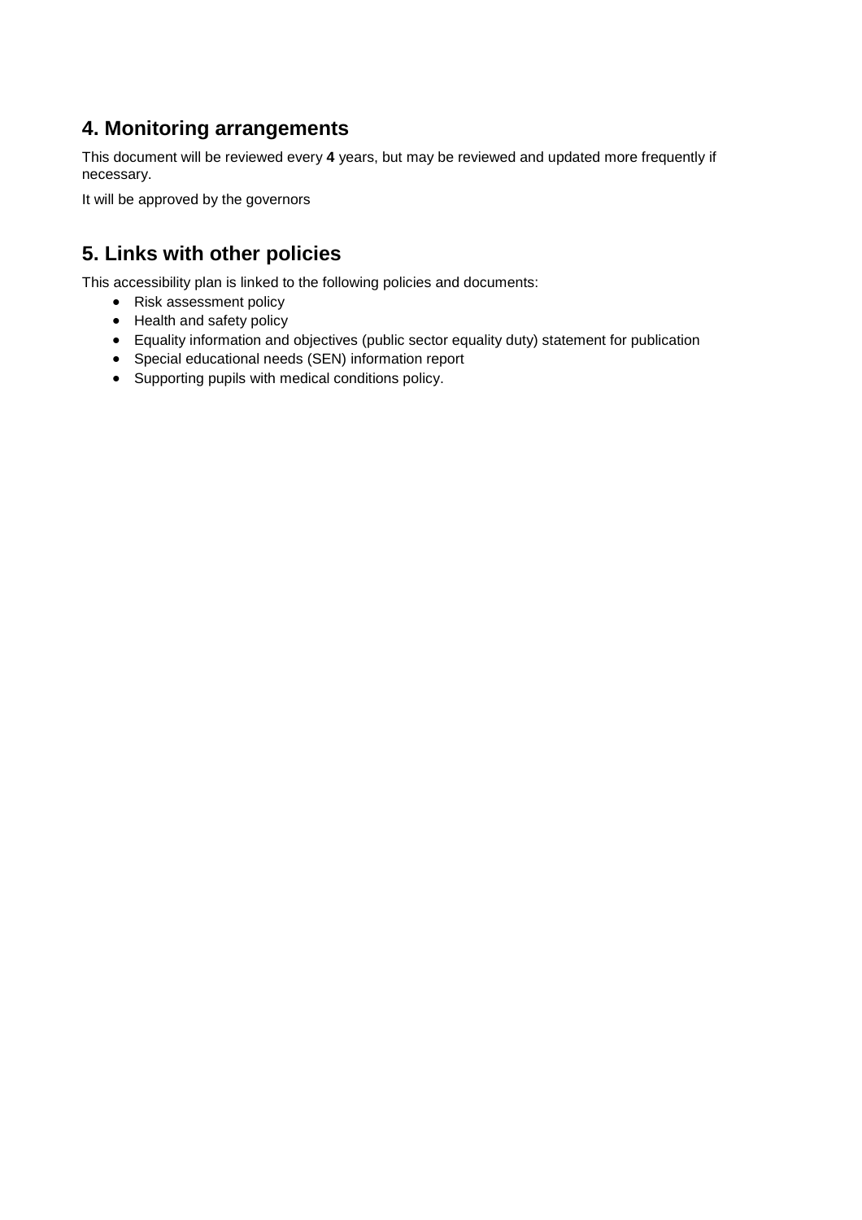## 4. Monitoring arrangements

This document will be reviewed every **4** years, but may be reviewed and updated more frequently if necessary.

It will be approved by the governors

## 5. Links with other policies

This accessibility plan is linked to the following policies and documents:

- Risk assessment policy
- Health and safety policy
- Equality information and objectives (public sector equality duty) statement for publication
- Special educational needs (SEN) information report
- Supporting pupils with medical conditions policy.